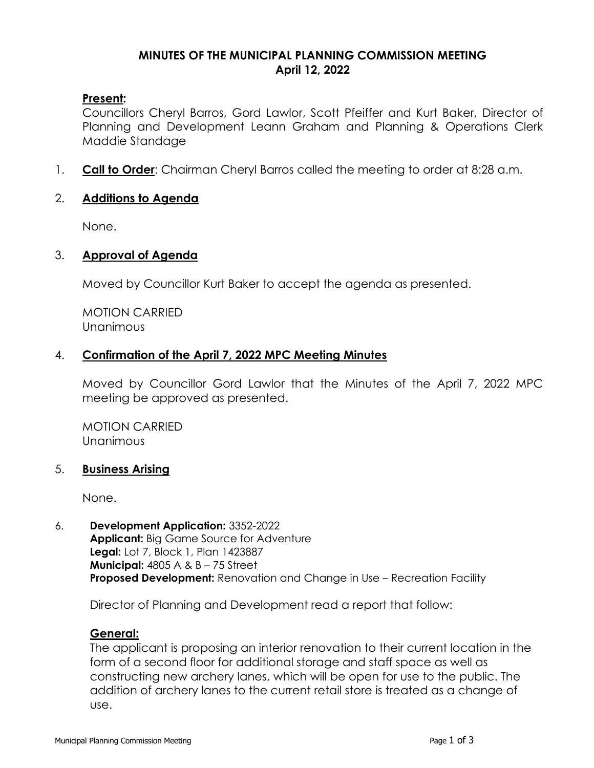# MINUTES OF THE MUNICIPAL PLANNING COMMISSION MEETING
## April 12, 2022

**Present:**

Councillors Cheryl Barros, Gord Lawlor, Scott Pfeiffer and Kurt Baker, Director of Planning and Development Leann Graham and Planning & Operations Clerk Maddie Standage

1. **Call to Order**: Chairman Cheryl Barros called the meeting to order at 8:28 a.m.

2. **Additions to Agenda**

   None.

3. **Approval of Agenda**

   Moved by Councillor Kurt Baker to accept the agenda as presented.

   MOTION CARRIED
   Unanimous

4. **Confirmation of the April 7, 2022 MPC Meeting Minutes**

   Moved by Councillor Gord Lawlor that the Minutes of the April 7, 2022 MPC meeting be approved as presented.

   MOTION CARRIED
   Unanimous

5. **Business Arising**

   None.

6. **Development Application:** 3352-2022
   **Applicant:** Big Game Source for Adventure
   **Legal:** Lot 7, Block 1, Plan 1423887
   **Municipal:** 4805 A & B – 75 Street
   **Proposed Development:** Renovation and Change in Use – Recreation Facility

   Director of Planning and Development read a report that follow:

   **General:**

   The applicant is proposing an interior renovation to their current location in the form of a second floor for additional storage and staff space as well as constructing new archery lanes, which will be open for use to the public. The addition of archery lanes to the current retail store is treated as a change of use.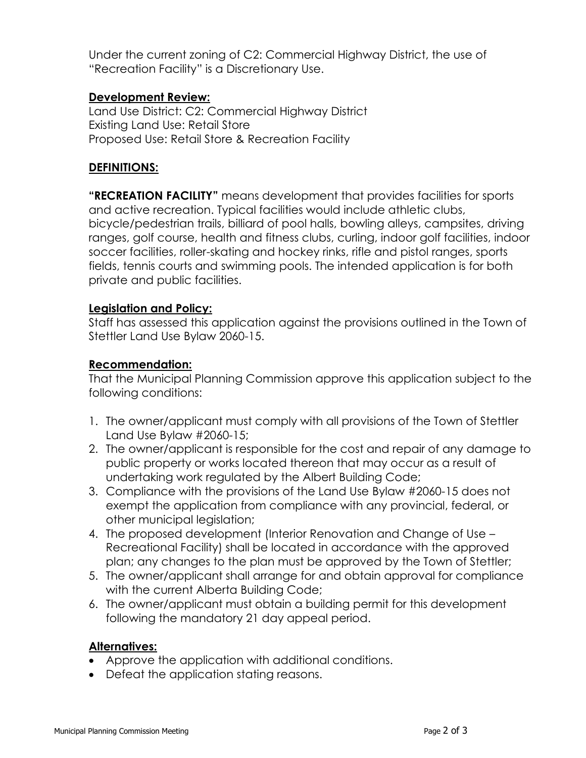Under the current zoning of C2: Commercial Highway District, the use of "Recreation Facility" is a Discretionary Use.

## Development Review:

Land Use District: C2: Commercial Highway District
Existing Land Use: Retail Store
Proposed Use: Retail Store & Recreation Facility

## DEFINITIONS:

**"RECREATION FACILITY"** means development that provides facilities for sports and active recreation. Typical facilities would include athletic clubs, bicycle/pedestrian trails, billiard of pool halls, bowling alleys, campsites, driving ranges, golf course, health and fitness clubs, curling, indoor golf facilities, indoor soccer facilities, roller-skating and hockey rinks, rifle and pistol ranges, sports fields, tennis courts and swimming pools. The intended application is for both private and public facilities.

## Legislation and Policy:

Staff has assessed this application against the provisions outlined in the Town of Stettler Land Use Bylaw 2060-15.

## Recommendation:

That the Municipal Planning Commission approve this application subject to the following conditions:

1. The owner/applicant must comply with all provisions of the Town of Stettler Land Use Bylaw #2060-15;
2. The owner/applicant is responsible for the cost and repair of any damage to public property or works located thereon that may occur as a result of undertaking work regulated by the Albert Building Code;
3. Compliance with the provisions of the Land Use Bylaw #2060-15 does not exempt the application from compliance with any provincial, federal, or other municipal legislation;
4. The proposed development (Interior Renovation and Change of Use – Recreational Facility) shall be located in accordance with the approved plan; any changes to the plan must be approved by the Town of Stettler;
5. The owner/applicant shall arrange for and obtain approval for compliance with the current Alberta Building Code;
6. The owner/applicant must obtain a building permit for this development following the mandatory 21 day appeal period.

## Alternatives:

- Approve the application with additional conditions.
- Defeat the application stating reasons.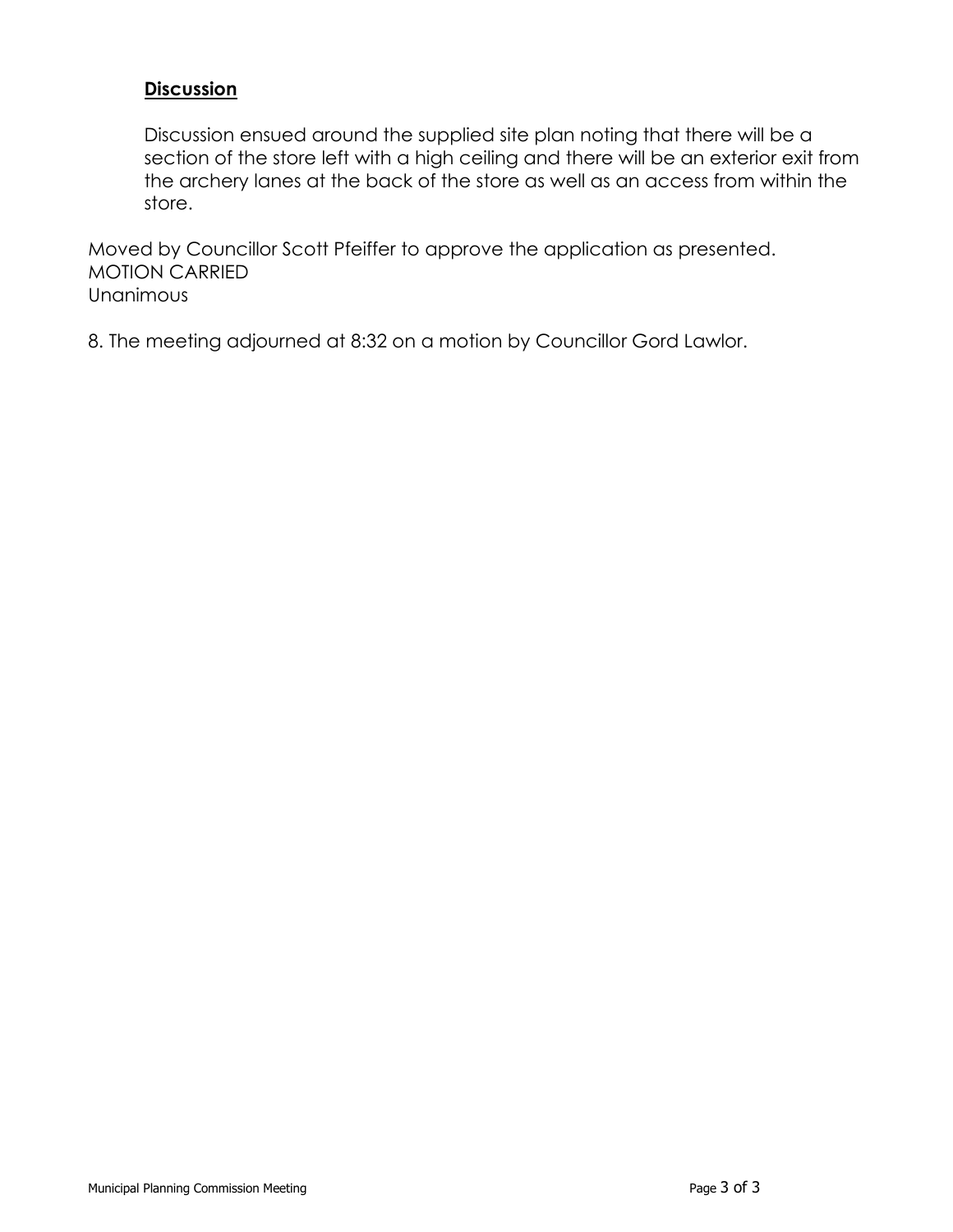**Discussion**

Discussion ensued around the supplied site plan noting that there will be a section of the store left with a high ceiling and there will be an exterior exit from the archery lanes at the back of the store as well as an access from within the store.

Moved by Councillor Scott Pfeiffer to approve the application as presented.
MOTION CARRIED
Unanimous

8. The meeting adjourned at 8:32 on a motion by Councillor Gord Lawlor.